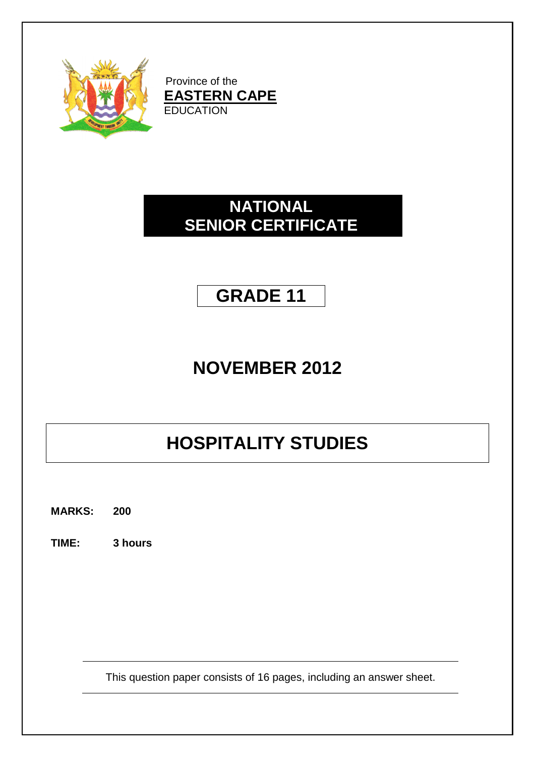Province of the
**EASTERN CAPE**
EDUCATION

# NATIONAL SENIOR CERTIFICATE

# GRADE 11

# NOVEMBER 2012

# HOSPITALITY STUDIES

**MARKS:** **200**

**TIME:** **3 hours**

This question paper consists of 16 pages, including an answer sheet.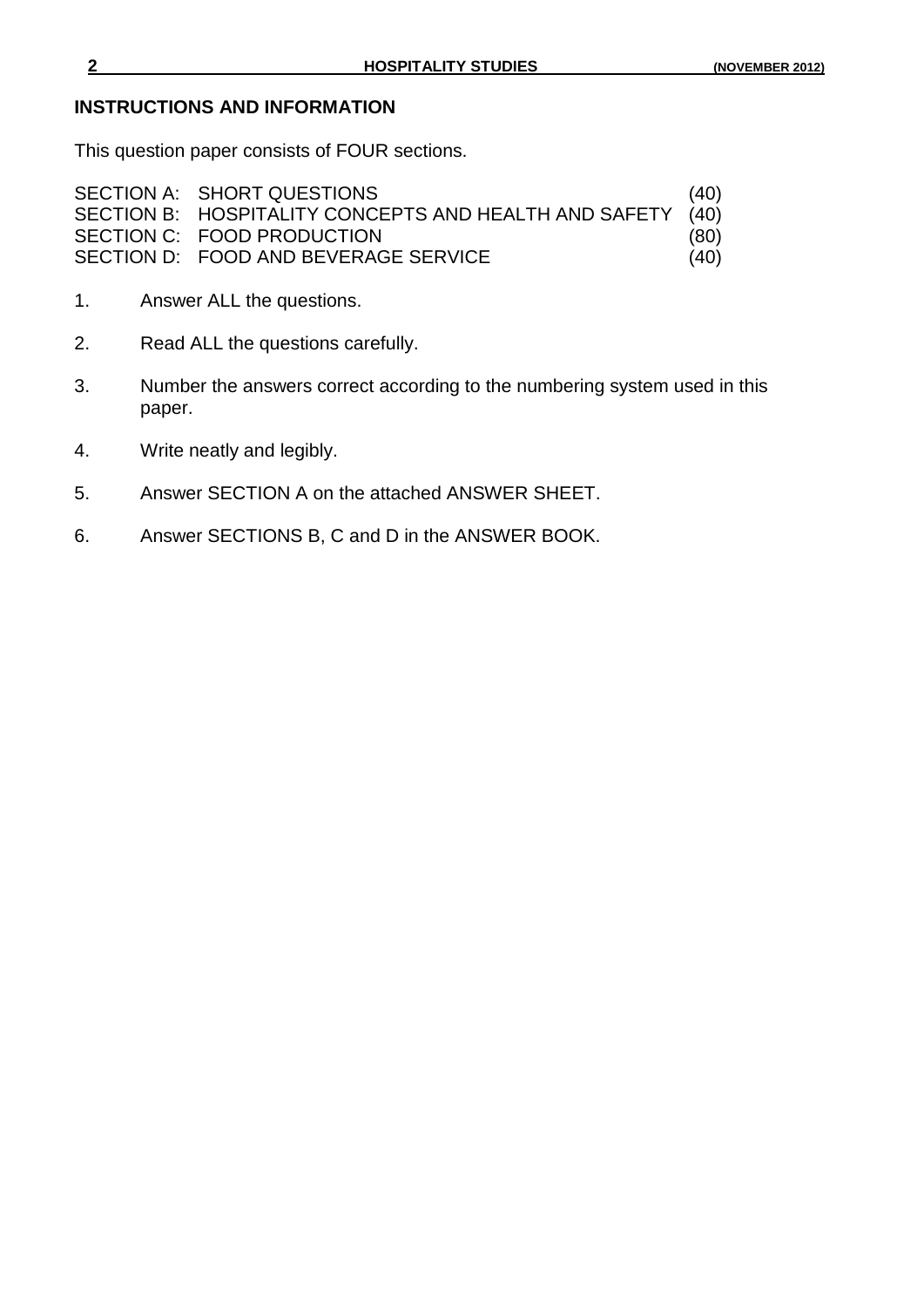## INSTRUCTIONS AND INFORMATION

This question paper consists of FOUR sections.

| | | |
|---|---|---|
| SECTION A: | SHORT QUESTIONS | (40) |
| SECTION B: | HOSPITALITY CONCEPTS AND HEALTH AND SAFETY | (40) |
| SECTION C: | FOOD PRODUCTION | (80) |
| SECTION D: | FOOD AND BEVERAGE SERVICE | (40) |

1. Answer ALL the questions.

2. Read ALL the questions carefully.

3. Number the answers correct according to the numbering system used in this paper.

4. Write neatly and legibly.

5. Answer SECTION A on the attached ANSWER SHEET.

6. Answer SECTIONS B, C and D in the ANSWER BOOK.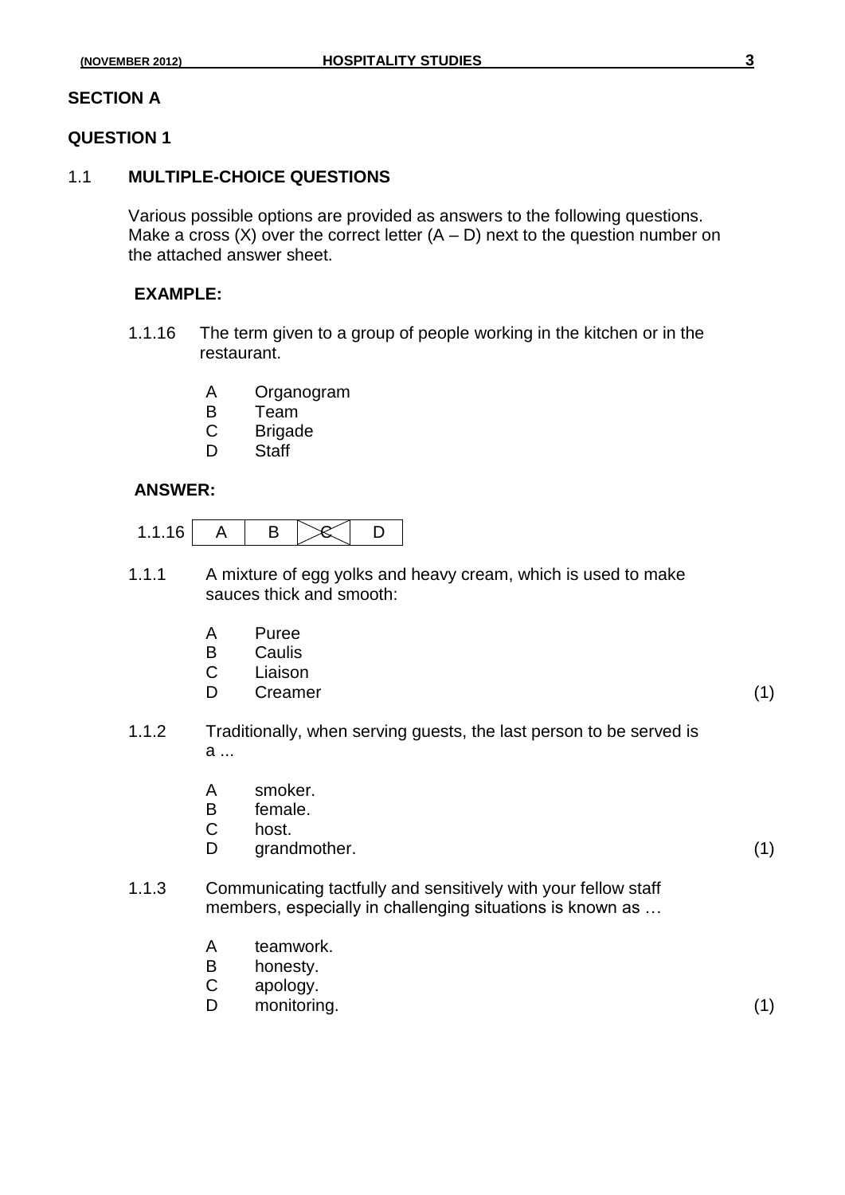## SECTION A

### QUESTION 1

#### 1.1 MULTIPLE-CHOICE QUESTIONS

Various possible options are provided as answers to the following questions. Make a cross (X) over the correct letter (A – D) next to the question number on the attached answer sheet.

**EXAMPLE:**

1.1.16 The term given to a group of people working in the kitchen or in the restaurant.

- A Organogram
- B Team
- C Brigade
- D Staff

**ANSWER:**

| 1.1.16 | A | B | ~~C~~ (X) | D |
|---|---|---|---|---|

1.1.1 A mixture of egg yolks and heavy cream, which is used to make sauces thick and smooth:

- A Puree
- B Caulis
- C Liaison
- D Creamer (1)

1.1.2 Traditionally, when serving guests, the last person to be served is a ...

- A smoker.
- B female.
- C host.
- D grandmother. (1)

1.1.3 Communicating tactfully and sensitively with your fellow staff members, especially in challenging situations is known as …

- A teamwork.
- B honesty.
- C apology.
- D monitoring. (1)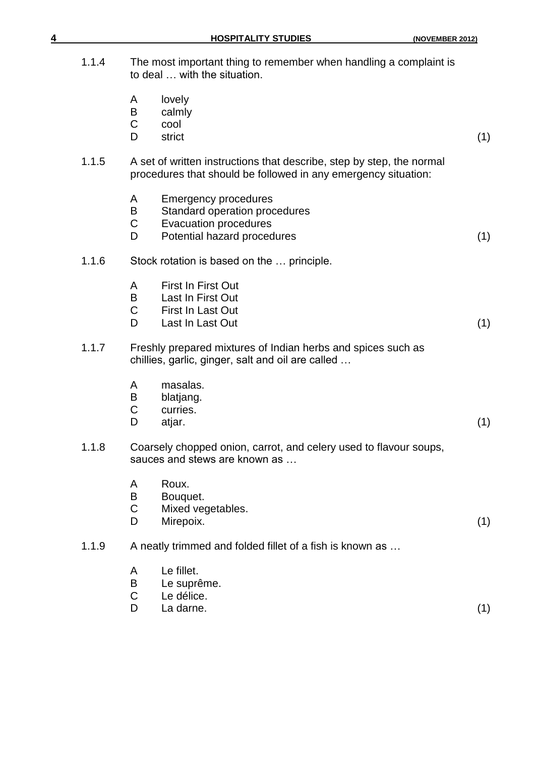1.1.4 The most important thing to remember when handling a complaint is to deal … with the situation.

A lovely
B calmly
C cool
D strict (1)

1.1.5 A set of written instructions that describe, step by step, the normal procedures that should be followed in any emergency situation:

A Emergency procedures
B Standard operation procedures
C Evacuation procedures
D Potential hazard procedures (1)

1.1.6 Stock rotation is based on the … principle.

A First In First Out
B Last In First Out
C First In Last Out
D Last In Last Out (1)

1.1.7 Freshly prepared mixtures of Indian herbs and spices such as chillies, garlic, ginger, salt and oil are called …

A masalas.
B blatjang.
C curries.
D atjar. (1)

1.1.8 Coarsely chopped onion, carrot, and celery used to flavour soups, sauces and stews are known as …

A Roux.
B Bouquet.
C Mixed vegetables.
D Mirepoix. (1)

1.1.9 A neatly trimmed and folded fillet of a fish is known as …

A Le fillet.
B Le suprême.
C Le délice.
D La darne. (1)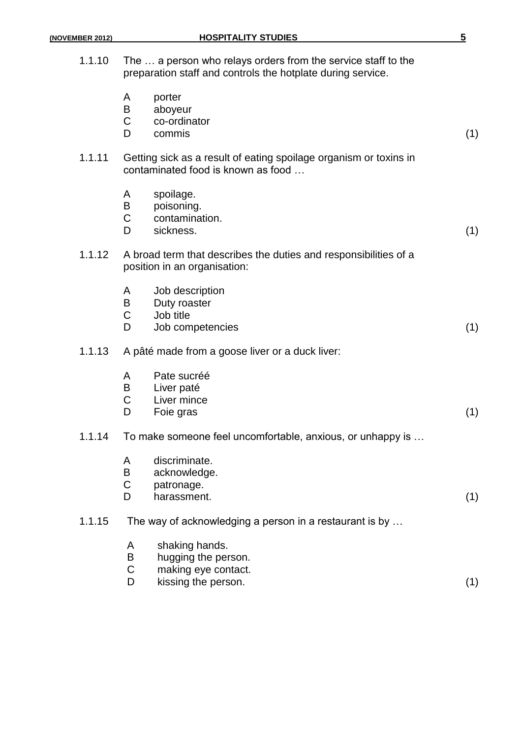1.1.10 The … a person who relays orders from the service staff to the preparation staff and controls the hotplate during service.

A porter
B aboyeur
C co-ordinator
D commis (1)

1.1.11 Getting sick as a result of eating spoilage organism or toxins in contaminated food is known as food …

A spoilage.
B poisoning.
C contamination.
D sickness. (1)

1.1.12 A broad term that describes the duties and responsibilities of a position in an organisation:

A Job description
B Duty roaster
C Job title
D Job competencies (1)

1.1.13 A pâté made from a goose liver or a duck liver:

A Pate sucréé
B Liver paté
C Liver mince
D Foie gras (1)

1.1.14 To make someone feel uncomfortable, anxious, or unhappy is …

A discriminate.
B acknowledge.
C patronage.
D harassment. (1)

1.1.15 The way of acknowledging a person in a restaurant is by …

A shaking hands.
B hugging the person.
C making eye contact.
D kissing the person. (1)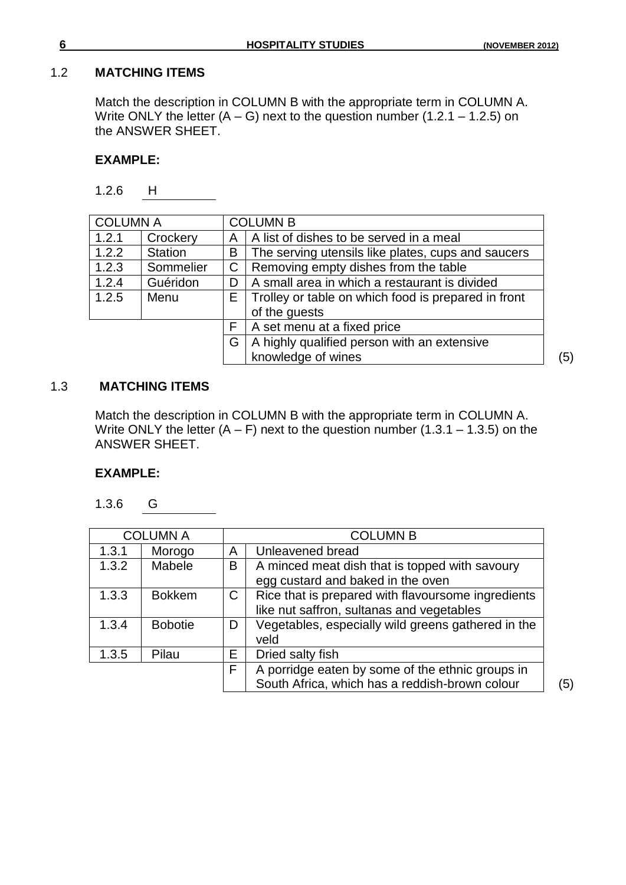## 1.2 MATCHING ITEMS

Match the description in COLUMN B with the appropriate term in COLUMN A. Write ONLY the letter (A – G) next to the question number (1.2.1 – 1.2.5) on the ANSWER SHEET.

**EXAMPLE:**

1.2.6 H

| COLUMN A | | COLUMN B | |
|---|---|---|---|
| 1.2.1 | Crockery | A | A list of dishes to be served in a meal |
| 1.2.2 | Station | B | The serving utensils like plates, cups and saucers |
| 1.2.3 | Sommelier | C | Removing empty dishes from the table |
| 1.2.4 | Guéridon | D | A small area in which a restaurant is divided |
| 1.2.5 | Menu | E | Trolley or table on which food is prepared in front of the guests |
| | | F | A set menu at a fixed price |
| | | G | A highly qualified person with an extensive knowledge of wines |

(5)

## 1.3 MATCHING ITEMS

Match the description in COLUMN B with the appropriate term in COLUMN A. Write ONLY the letter (A – F) next to the question number (1.3.1 – 1.3.5) on the ANSWER SHEET.

**EXAMPLE:**

1.3.6 G

| COLUMN A | | COLUMN B | |
|---|---|---|---|
| 1.3.1 | Morogo | A | Unleavened bread |
| 1.3.2 | Mabele | B | A minced meat dish that is topped with savoury egg custard and baked in the oven |
| 1.3.3 | Bokkem | C | Rice that is prepared with flavoursome ingredients like nut saffron, sultanas and vegetables |
| 1.3.4 | Bobotie | D | Vegetables, especially wild greens gathered in the veld |
| 1.3.5 | Pilau | E | Dried salty fish |
| | | F | A porridge eaten by some of the ethnic groups in South Africa, which has a reddish-brown colour |

(5)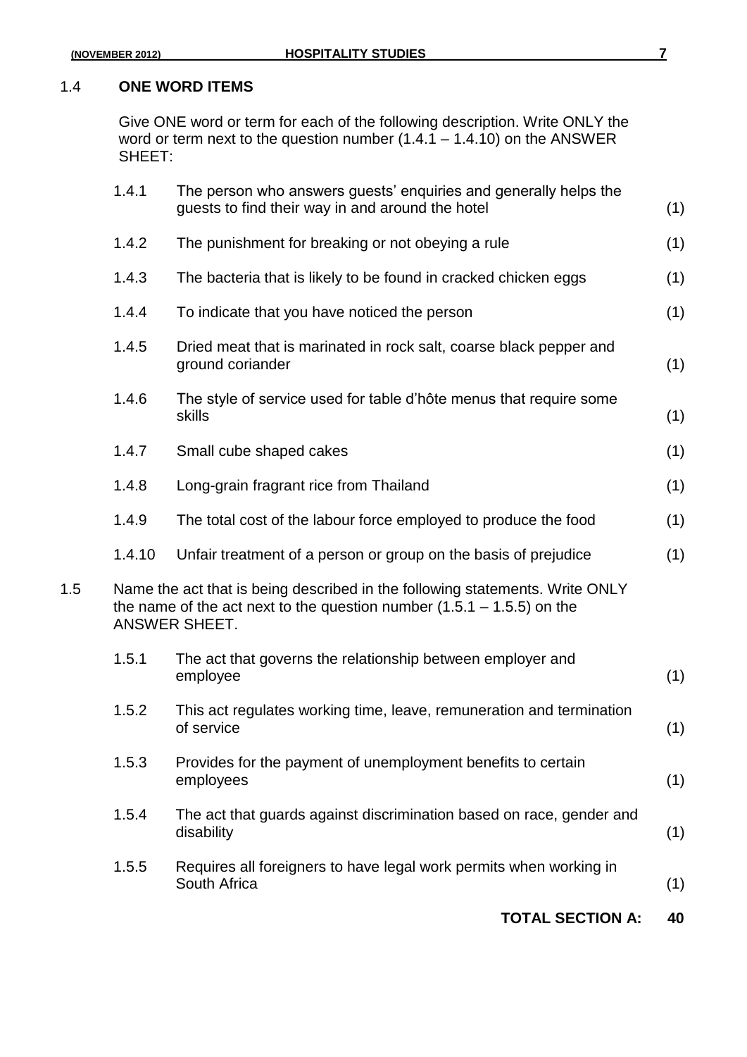### 1.4 ONE WORD ITEMS

Give ONE word or term for each of the following description. Write ONLY the word or term next to the question number (1.4.1 – 1.4.10) on the ANSWER SHEET:

| | | |
|---|---|---|
| 1.4.1 | The person who answers guests' enquiries and generally helps the guests to find their way in and around the hotel | (1) |
| 1.4.2 | The punishment for breaking or not obeying a rule | (1) |
| 1.4.3 | The bacteria that is likely to be found in cracked chicken eggs | (1) |
| 1.4.4 | To indicate that you have noticed the person | (1) |
| 1.4.5 | Dried meat that is marinated in rock salt, coarse black pepper and ground coriander | (1) |
| 1.4.6 | The style of service used for table d'hôte menus that require some skills | (1) |
| 1.4.7 | Small cube shaped cakes | (1) |
| 1.4.8 | Long-grain fragrant rice from Thailand | (1) |
| 1.4.9 | The total cost of the labour force employed to produce the food | (1) |
| 1.4.10 | Unfair treatment of a person or group on the basis of prejudice | (1) |

### 1.5

Name the act that is being described in the following statements. Write ONLY the name of the act next to the question number (1.5.1 – 1.5.5) on the ANSWER SHEET.

| | | |
|---|---|---|
| 1.5.1 | The act that governs the relationship between employer and employee | (1) |
| 1.5.2 | This act regulates working time, leave, remuneration and termination of service | (1) |
| 1.5.3 | Provides for the payment of unemployment benefits to certain employees | (1) |
| 1.5.4 | The act that guards against discrimination based on race, gender and disability | (1) |
| 1.5.5 | Requires all foreigners to have legal work permits when working in South Africa | (1) |

**TOTAL SECTION A: 40**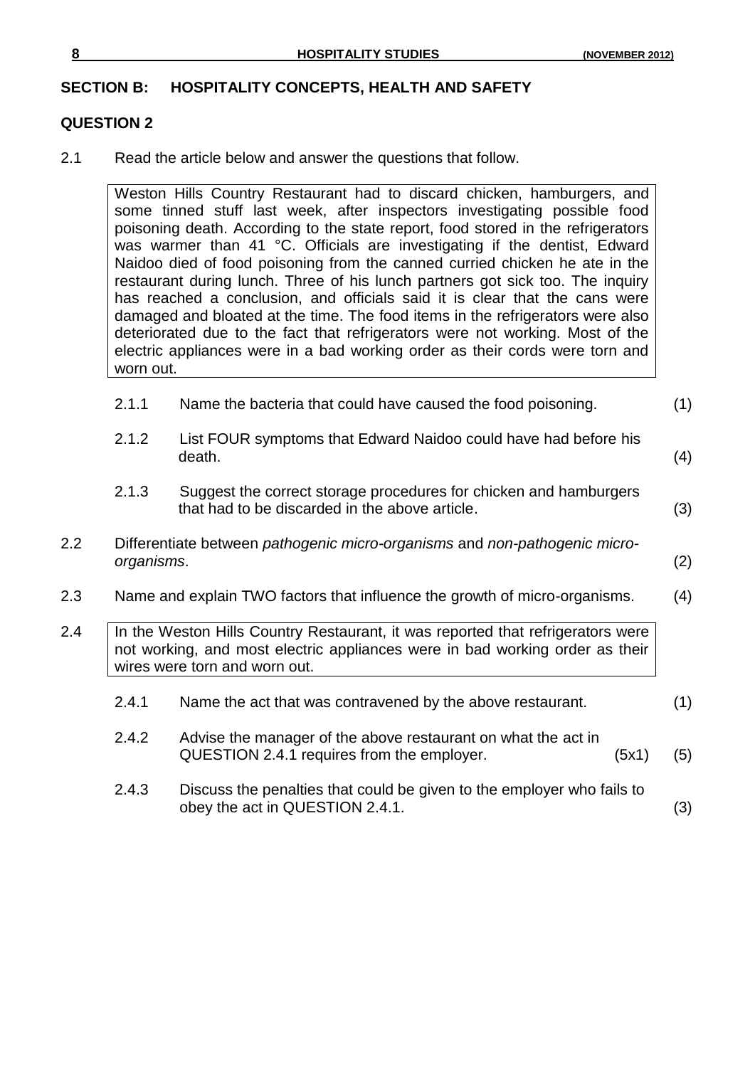## SECTION B: HOSPITALITY CONCEPTS, HEALTH AND SAFETY

### QUESTION 2

2.1 Read the article below and answer the questions that follow.

> Weston Hills Country Restaurant had to discard chicken, hamburgers, and some tinned stuff last week, after inspectors investigating possible food poisoning death. According to the state report, food stored in the refrigerators was warmer than 41 °C. Officials are investigating if the dentist, Edward Naidoo died of food poisoning from the canned curried chicken he ate in the restaurant during lunch. Three of his lunch partners got sick too. The inquiry has reached a conclusion, and officials said it is clear that the cans were damaged and bloated at the time. The food items in the refrigerators were also deteriorated due to the fact that refrigerators were not working. Most of the electric appliances were in a bad working order as their cords were torn and worn out.

2.1.1 Name the bacteria that could have caused the food poisoning. (1)

2.1.2 List FOUR symptoms that Edward Naidoo could have had before his death. (4)

2.1.3 Suggest the correct storage procedures for chicken and hamburgers that had to be discarded in the above article. (3)

2.2 Differentiate between *pathogenic micro-organisms* and *non-pathogenic micro-organisms*. (2)

2.3 Name and explain TWO factors that influence the growth of micro-organisms. (4)

2.4

> In the Weston Hills Country Restaurant, it was reported that refrigerators were not working, and most electric appliances were in bad working order as their wires were torn and worn out.

2.4.1 Name the act that was contravened by the above restaurant. (1)

2.4.2 Advise the manager of the above restaurant on what the act in QUESTION 2.4.1 requires from the employer. (5x1) (5)

2.4.3 Discuss the penalties that could be given to the employer who fails to obey the act in QUESTION 2.4.1. (3)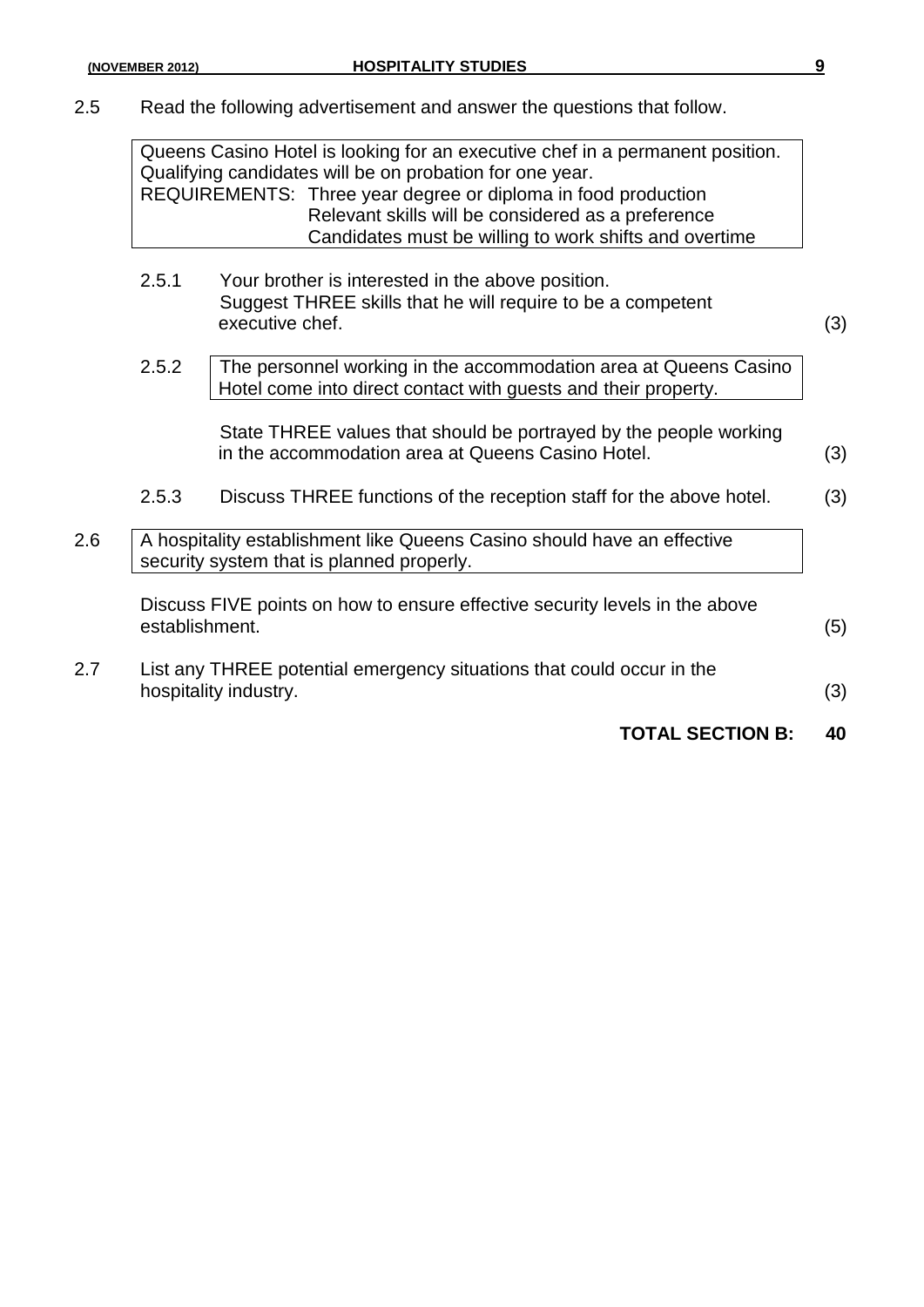2.5 Read the following advertisement and answer the questions that follow.

> Queens Casino Hotel is looking for an executive chef in a permanent position. Qualifying candidates will be on probation for one year.
> REQUIREMENTS: Three year degree or diploma in food production
> Relevant skills will be considered as a preference
> Candidates must be willing to work shifts and overtime

2.5.1 Your brother is interested in the above position. Suggest THREE skills that he will require to be a competent executive chef. (3)

2.5.2

> The personnel working in the accommodation area at Queens Casino Hotel come into direct contact with guests and their property.

State THREE values that should be portrayed by the people working in the accommodation area at Queens Casino Hotel. (3)

2.5.3 Discuss THREE functions of the reception staff for the above hotel. (3)

2.6

> A hospitality establishment like Queens Casino should have an effective security system that is planned properly.

Discuss FIVE points on how to ensure effective security levels in the above establishment. (5)

2.7 List any THREE potential emergency situations that could occur in the hospitality industry. (3)

**TOTAL SECTION B: 40**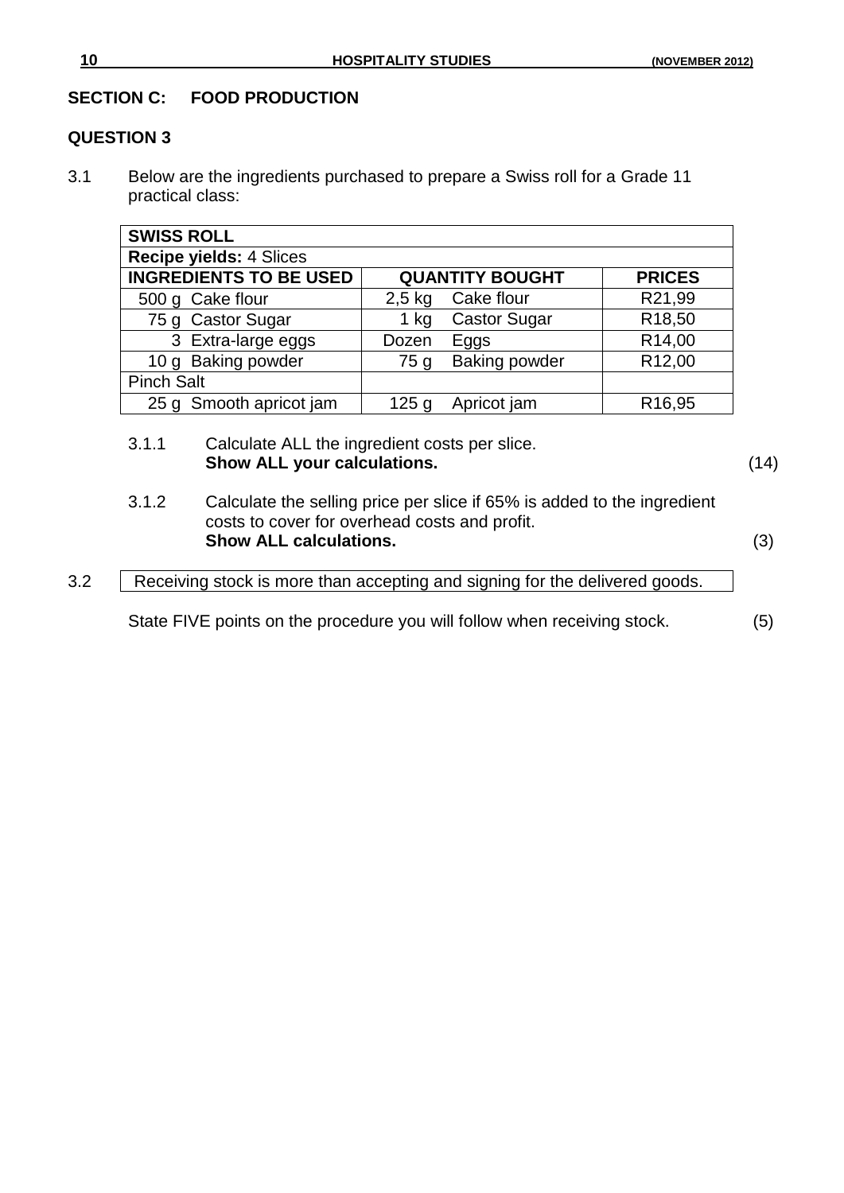## SECTION C: FOOD PRODUCTION

### QUESTION 3

3.1 Below are the ingredients purchased to prepare a Swiss roll for a Grade 11 practical class:

| **SWISS ROLL** | | | |
|---|---|---|---|
| **Recipe yields:** 4 Slices | | | |
| **INGREDIENTS TO BE USED** | **QUANTITY BOUGHT** | | **PRICES** |
| 500 g Cake flour | 2,5 kg | Cake flour | R21,99 |
| 75 g Castor Sugar | 1 kg | Castor Sugar | R18,50 |
| 3 Extra-large eggs | Dozen | Eggs | R14,00 |
| 10 g Baking powder | 75 g | Baking powder | R12,00 |
| Pinch Salt | | | |
| 25 g Smooth apricot jam | 125 g | Apricot jam | R16,95 |

3.1.1 Calculate ALL the ingredient costs per slice.
**Show ALL your calculations.** (14)

3.1.2 Calculate the selling price per slice if 65% is added to the ingredient costs to cover for overhead costs and profit.
**Show ALL calculations.** (3)

3.2 Receiving stock is more than accepting and signing for the delivered goods.

State FIVE points on the procedure you will follow when receiving stock. (5)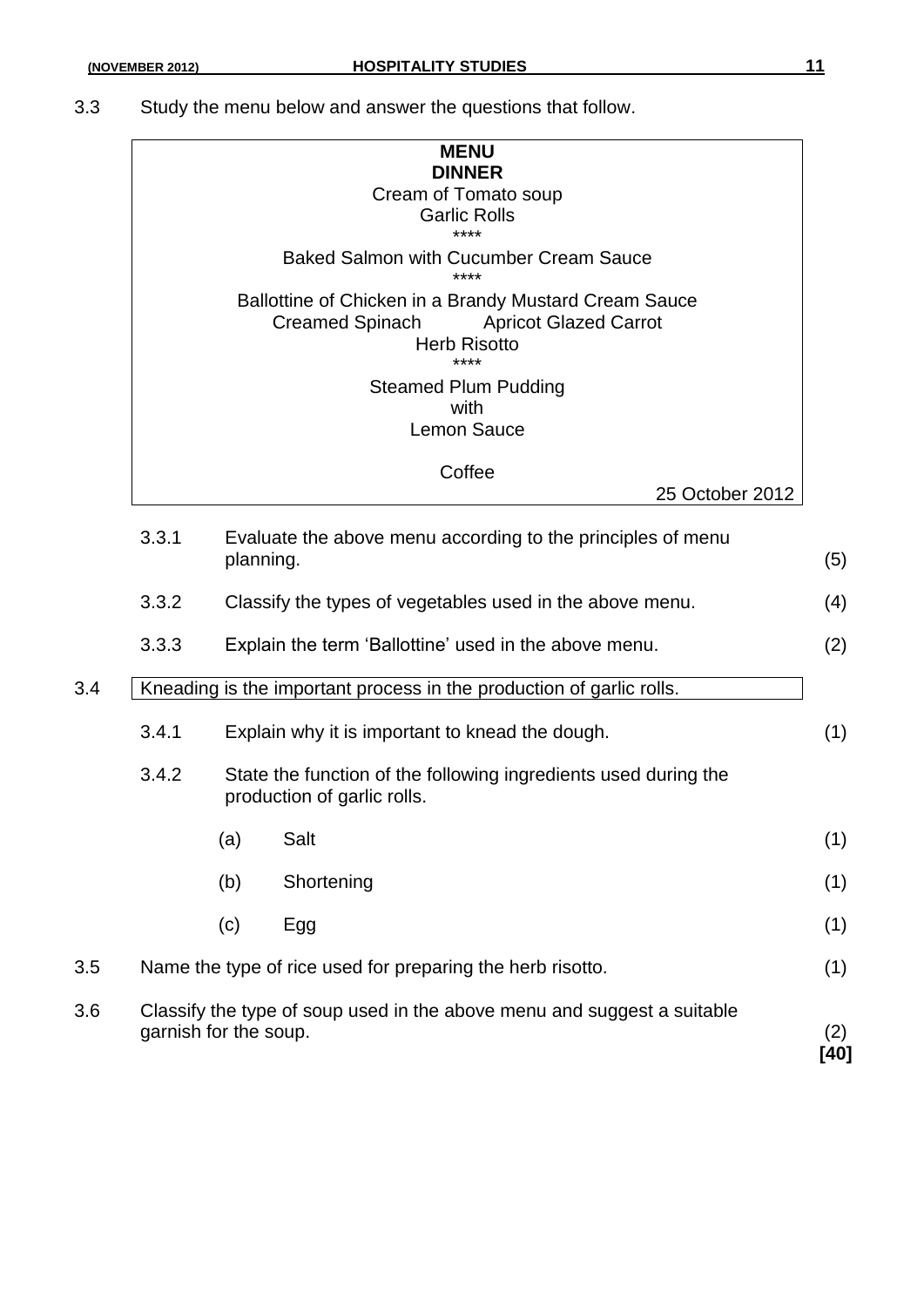3.3 Study the menu below and answer the questions that follow.

> **MENU**
> **DINNER**
> Cream of Tomato soup
> Garlic Rolls
> ****
> Baked Salmon with Cucumber Cream Sauce
> ****
> Ballottine of Chicken in a Brandy Mustard Cream Sauce
> Creamed Spinach Apricot Glazed Carrot
> Herb Risotto
> ****
> Steamed Plum Pudding
> with
> Lemon Sauce
>
> Coffee
>
> 25 October 2012

3.3.1 Evaluate the above menu according to the principles of menu planning. (5)

3.3.2 Classify the types of vegetables used in the above menu. (4)

3.3.3 Explain the term 'Ballottine' used in the above menu. (2)

3.4 Kneading is the important process in the production of garlic rolls.

3.4.1 Explain why it is important to knead the dough. (1)

3.4.2 State the function of the following ingredients used during the production of garlic rolls.

(a) Salt (1)

(b) Shortening (1)

(c) Egg (1)

3.5 Name the type of rice used for preparing the herb risotto. (1)

3.6 Classify the type of soup used in the above menu and suggest a suitable garnish for the soup. (2)

**[40]**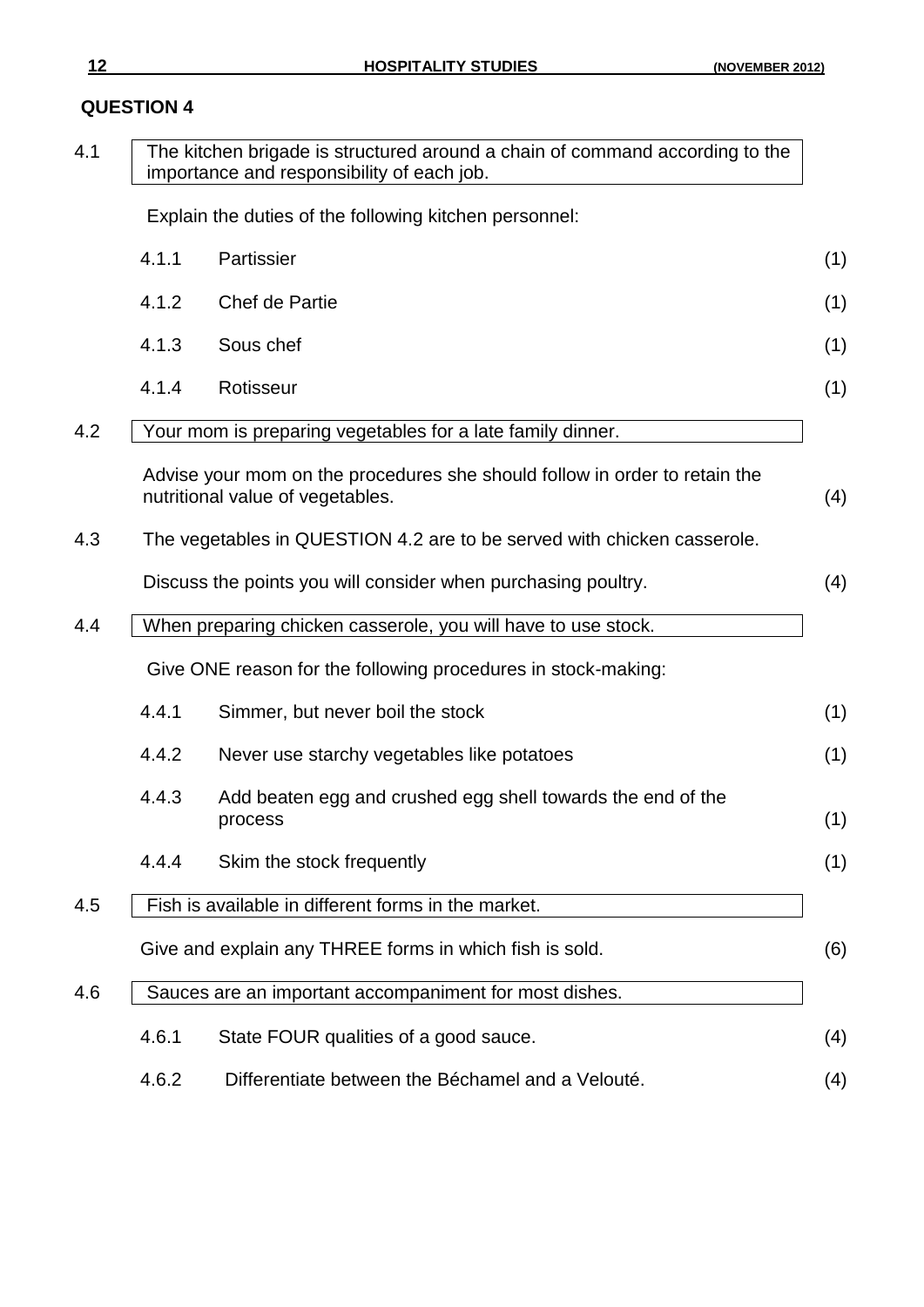## QUESTION 4

4.1 The kitchen brigade is structured around a chain of command according to the importance and responsibility of each job.

Explain the duties of the following kitchen personnel:

| | | |
|---|---|---|
| 4.1.1 | Partissier | (1) |
| 4.1.2 | Chef de Partie | (1) |
| 4.1.3 | Sous chef | (1) |
| 4.1.4 | Rotisseur | (1) |

4.2 Your mom is preparing vegetables for a late family dinner.

Advise your mom on the procedures she should follow in order to retain the nutritional value of vegetables. (4)

4.3 The vegetables in QUESTION 4.2 are to be served with chicken casserole.

Discuss the points you will consider when purchasing poultry. (4)

4.4 When preparing chicken casserole, you will have to use stock.

Give ONE reason for the following procedures in stock-making:

| | | |
|---|---|---|
| 4.4.1 | Simmer, but never boil the stock | (1) |
| 4.4.2 | Never use starchy vegetables like potatoes | (1) |
| 4.4.3 | Add beaten egg and crushed egg shell towards the end of the process | (1) |
| 4.4.4 | Skim the stock frequently | (1) |

4.5 Fish is available in different forms in the market.

Give and explain any THREE forms in which fish is sold. (6)

4.6 Sauces are an important accompaniment for most dishes.

| | | |
|---|---|---|
| 4.6.1 | State FOUR qualities of a good sauce. | (4) |
| 4.6.2 | Differentiate between the Béchamel and a Velouté. | (4) |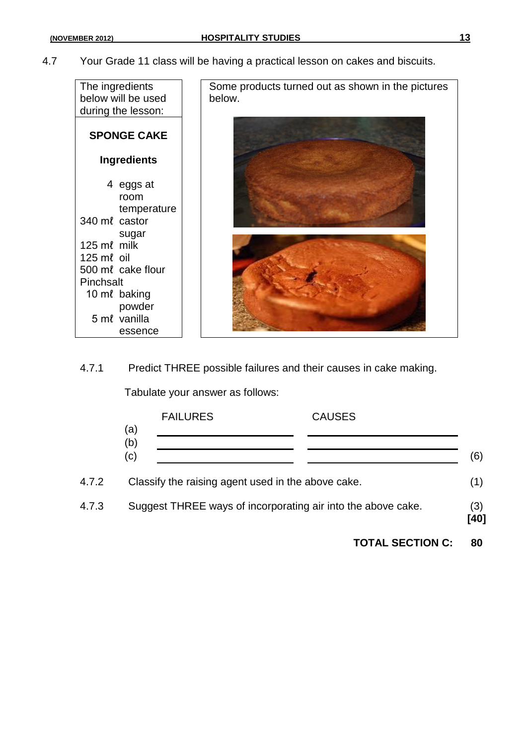4.7 Your Grade 11 class will be having a practical lesson on cakes and biscuits.

| The ingredients below will be used during the lesson: | Some products turned out as shown in the pictures below. |
|---|---|
| **SPONGE CAKE**<br><br>**Ingredients**<br><br>4 eggs at room temperature<br>340 mℓ castor sugar<br>125 mℓ milk<br>125 mℓ oil<br>500 mℓ cake flour<br>Pinch salt<br>10 mℓ baking powder<br>5 mℓ vanilla essence | |

4.7.1 Predict THREE possible failures and their causes in cake making.

Tabulate your answer as follows:

| | FAILURES | CAUSES |
|---|---|---|
| (a) | | |
| (b) | | |
| (c) | | |

(6)

4.7.2 Classify the raising agent used in the above cake. (1)

4.7.3 Suggest THREE ways of incorporating air into the above cake. (3)

**[40]**

**TOTAL SECTION C: 80**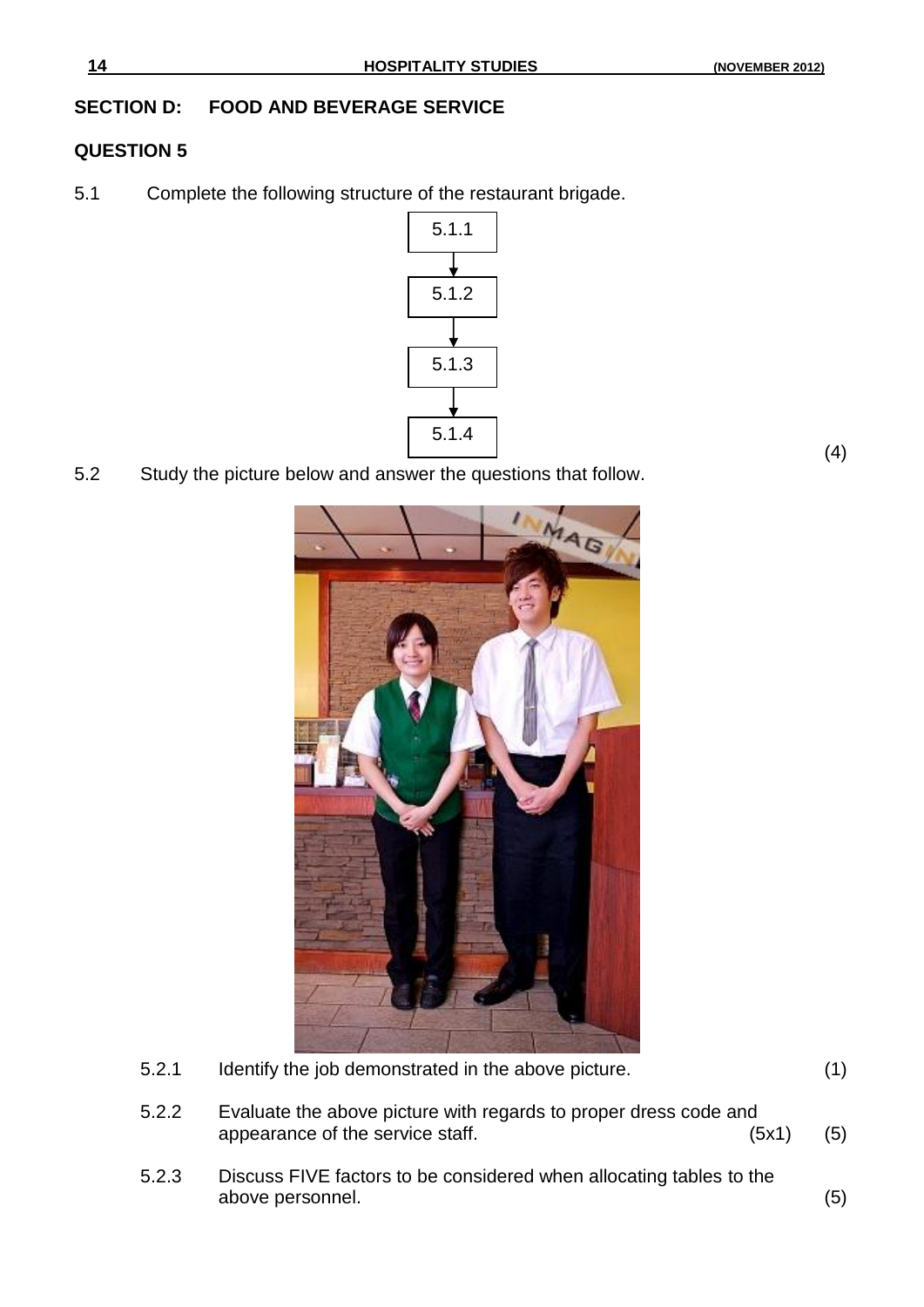## SECTION D: FOOD AND BEVERAGE SERVICE

### QUESTION 5

5.1 Complete the following structure of the restaurant brigade.

5.1.1
↓
5.1.2
↓
5.1.3
↓
5.1.4

(4)

5.2 Study the picture below and answer the questions that follow.

5.2.1 Identify the job demonstrated in the above picture. (1)

5.2.2 Evaluate the above picture with regards to proper dress code and appearance of the service staff. (5x1) (5)

5.2.3 Discuss FIVE factors to be considered when allocating tables to the above personnel. (5)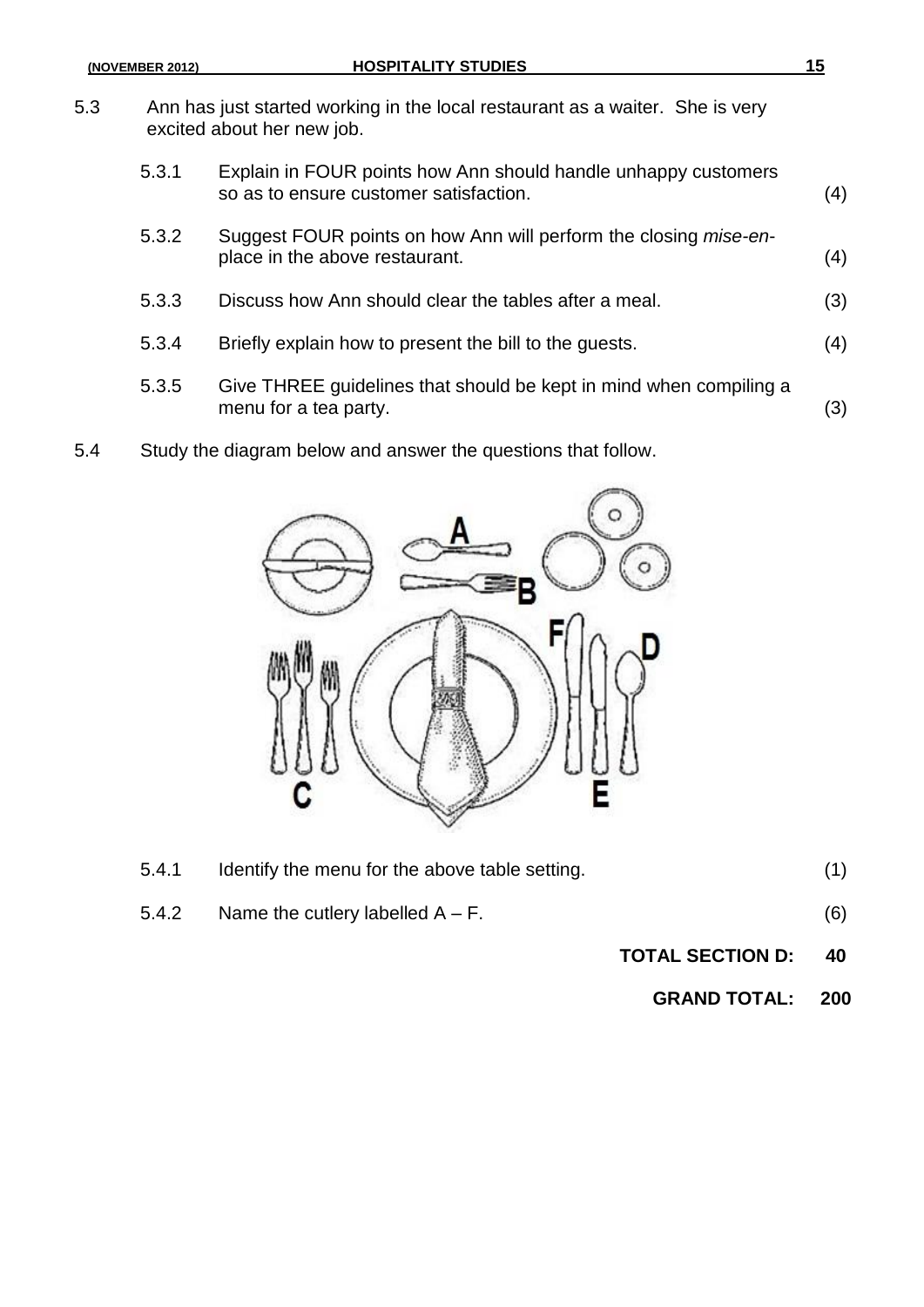5.3 Ann has just started working in the local restaurant as a waiter. She is very excited about her new job.

5.3.1 Explain in FOUR points how Ann should handle unhappy customers so as to ensure customer satisfaction. (4)

5.3.2 Suggest FOUR points on how Ann will perform the closing *mise-en-place* in the above restaurant. (4)

5.3.3 Discuss how Ann should clear the tables after a meal. (3)

5.3.4 Briefly explain how to present the bill to the guests. (4)

5.3.5 Give THREE guidelines that should be kept in mind when compiling a menu for a tea party. (3)

5.4 Study the diagram below and answer the questions that follow.

5.4.1 Identify the menu for the above table setting. (1)

5.4.2 Name the cutlery labelled A – F. (6)

**TOTAL SECTION D: 40**

**GRAND TOTAL: 200**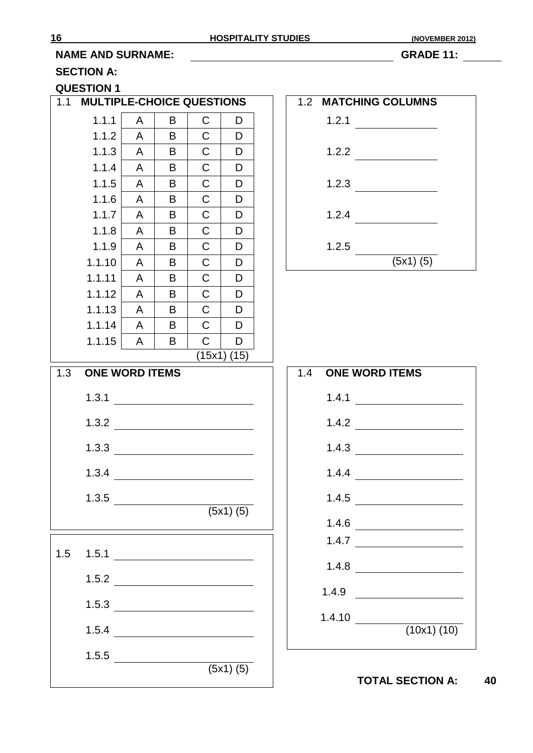**NAME AND SURNAME:** ______________________________ **GRADE 11:** ________

**SECTION A:**

**QUESTION 1**

**1.1 MULTIPLE-CHOICE QUESTIONS**

| | | | | |
|---|---|---|---|---|
| 1.1.1 | A | B | C | D |
| 1.1.2 | A | B | C | D |
| 1.1.3 | A | B | C | D |
| 1.1.4 | A | B | C | D |
| 1.1.5 | A | B | C | D |
| 1.1.6 | A | B | C | D |
| 1.1.7 | A | B | C | D |
| 1.1.8 | A | B | C | D |
| 1.1.9 | A | B | C | D |
| 1.1.10 | A | B | C | D |
| 1.1.11 | A | B | C | D |
| 1.1.12 | A | B | C | D |
| 1.1.13 | A | B | C | D |
| 1.1.14 | A | B | C | D |
| 1.1.15 | A | B | C | D |

(15x1) (15)

**1.2 MATCHING COLUMNS**

1.2.1 ______________

1.2.2 ______________

1.2.3 ______________

1.2.4 ______________

1.2.5 ______________

(5x1) (5)

**1.3 ONE WORD ITEMS**

1.3.1 ______________

1.3.2 ______________

1.3.3 ______________

1.3.4 ______________

1.3.5 ______________

(5x1) (5)

**1.4 ONE WORD ITEMS**

1.4.1 ______________

1.4.2 ______________

1.4.3 ______________

1.4.4 ______________

1.4.5 ______________

1.4.6 ______________

1.4.7 ______________

1.4.8 ______________

1.4.9 ______________

1.4.10 ______________

(10x1) (10)

1.5

1.5.1 ______________

1.5.2 ______________

1.5.3 ______________

1.5.4 ______________

1.5.5 ______________

(5x1) (5)

**TOTAL SECTION A: 40**